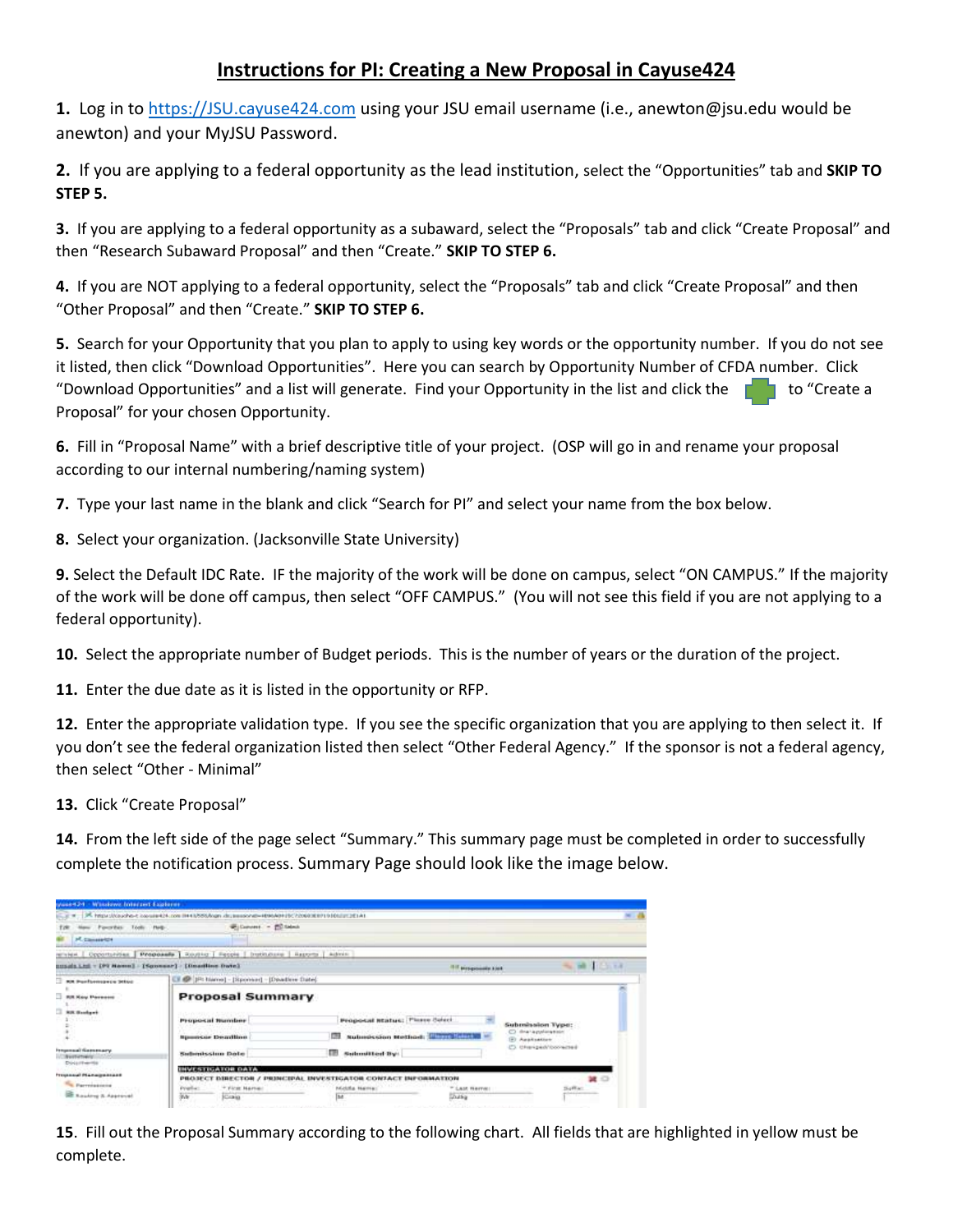# Instructions for PI: Creating a New Proposal in Cayuse424

**1.** Log in to [https://JSU.cayuse424.com](https://JSU.cayuse424.com) using your JSU email username (i.e., anewton@jsu.edu would be anewton) and your MyJSU Password.

**2.** If you are applying to a federal opportunity as the lead institution, select the "Opportunities" tab and **SKIP TO STEP 5.**

**3.** If you are applying to a federal opportunity as a subaward, select the "Proposals" tab and click "Create Proposal" and then "Research Subaward Proposal" and then "Create." **SKIP TO STEP 6.**

**4.** If you are NOT applying to a federal opportunity, select the "Proposals" tab and click "Create Proposal" and then "Other Proposal" and then "Create." **SKIP TO STEP 6.**

**5.** Search for your Opportunity that you plan to apply to using key words or the opportunity number. If you do not see it listed, then click "Download Opportunities". Here you can search by Opportunity Number of CFDA number. Click "Download Opportunities" and a list will generate. Find your Opportunity in the list and click the to "Create a Proposal" for your chosen Opportunity.

**6.** Fill in "Proposal Name" with a brief descriptive title of your project. (OSP will go in and rename your proposal according to our internal numbering/naming system)

**7.** Type your last name in the blank and click "Search for PI" and select your name from the box below.

**8.** Select your organization. (Jacksonville State University)

**9.** Select the Default IDC Rate. IF the majority of the work will be done on campus, select "ON CAMPUS." If the majority of the work will be done off campus, then select "OFF CAMPUS." (You will not see this field if you are not applying to a federal opportunity).

**10.** Select the appropriate number of Budget periods. This is the number of years or the duration of the project.

**11.** Enter the due date as it is listed in the opportunity or RFP.

**12.** Enter the appropriate validation type. If you see the specific organization that you are applying to then select it. If you don't see the federal organization listed then select "Other Federal Agency." If the sponsor is not a federal agency, then select "Other - Minimal"

**13.** Click "Create Proposal"

**14.** From the left side of the page select "Summary." This summary page must be completed in order to successfully complete the notification process. Summary Page should look like the image below.

**15**. Fill out the Proposal Summary according to the following chart. All fields that are highlighted in yellow must be complete.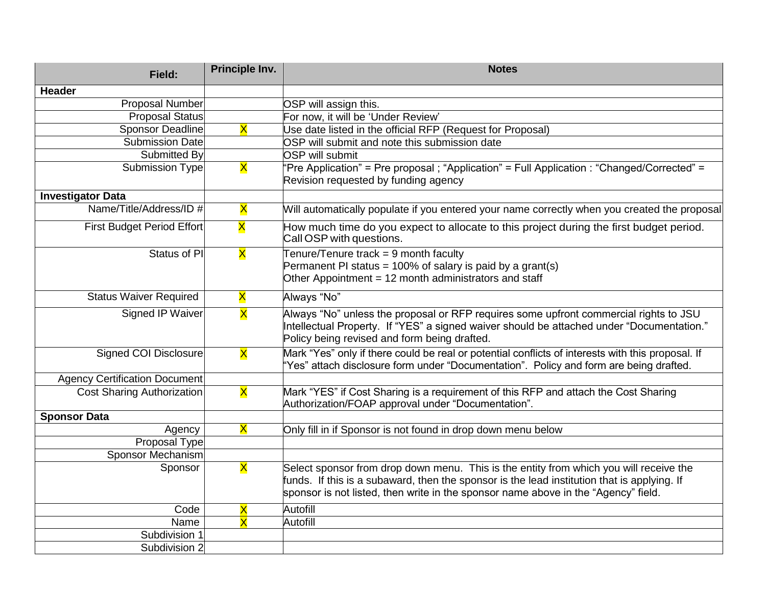| Field: | Principle Inv. | Notes |
|---|---|---|
| **Header** | | |
| Proposal Number | | OSP will assign this. |
| Proposal Status | | For now, it will be ‘Under Review’ |
| Sponsor Deadline | X | Use date listed in the official RFP (Request for Proposal) |
| Submission Date | | OSP will submit and note this submission date |
| Submitted By | | OSP will submit |
| Submission Type | X | “Pre Application” = Pre proposal ; “Application” = Full Application : “Changed/Corrected” = Revision requested by funding agency |
| **Investigator Data** | | |
| Name/Title/Address/ID # | X | Will automatically populate if you entered your name correctly when you created the proposal |
| First Budget Period Effort | X | How much time do you expect to allocate to this project during the first budget period. Call OSP with questions. |
| Status of PI | X | Tenure/Tenure track = 9 month faculty<br>Permanent PI status = 100% of salary is paid by a grant(s)<br>Other Appointment = 12 month administrators and staff |
| Status Waiver Required | X | Always “No” |
| Signed IP Waiver | X | Always “No” unless the proposal or RFP requires some upfront commercial rights to JSU Intellectual Property. If “YES” a signed waiver should be attached under “Documentation.” Policy being revised and form being drafted. |
| Signed COI Disclosure | X | Mark “Yes” only if there could be real or potential conflicts of interests with this proposal. If “Yes” attach disclosure form under “Documentation”. Policy and form are being drafted. |
| Agency Certification Document | | |
| Cost Sharing Authorization | X | Mark “YES” if Cost Sharing is a requirement of this RFP and attach the Cost Sharing Authorization/FOAP approval under “Documentation”. |
| **Sponsor Data** | | |
| Agency | X | Only fill in if Sponsor is not found in drop down menu below |
| Proposal Type | | |
| Sponsor Mechanism | | |
| Sponsor | X | Select sponsor from drop down menu. This is the entity from which you will receive the funds. If this is a subaward, then the sponsor is the lead institution that is applying. If sponsor is not listed, then write in the sponsor name above in the “Agency” field. |
| Code | X | Autofill |
| Name | X | Autofill |
| Subdivision 1 | | |
| Subdivision 2 | | |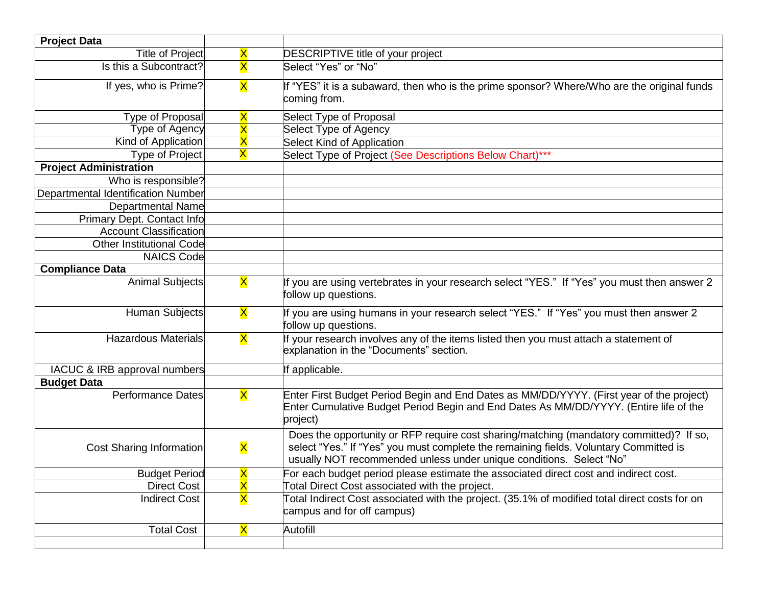| **Project Data** | | |
|---|---|---|
| Title of Project | X | DESCRIPTIVE title of your project |
| Is this a Subcontract? | X | Select "Yes" or "No" |
| If yes, who is Prime? | X | If "YES" it is a subaward, then who is the prime sponsor? Where/Who are the original funds coming from. |
| Type of Proposal | X | Select Type of Proposal |
| Type of Agency | X | Select Type of Agency |
| Kind of Application | X | Select Kind of Application |
| Type of Project | X | Select Type of Project (See Descriptions Below Chart)*** |
| **Project Administration** | | |
| Who is responsible? | | |
| Departmental Identification Number | | |
| Departmental Name | | |
| Primary Dept. Contact Info | | |
| Account Classification | | |
| Other Institutional Code | | |
| NAICS Code | | |
| **Compliance Data** | | |
| Animal Subjects | X | If you are using vertebrates in your research select "YES." If "Yes" you must then answer 2 follow up questions. |
| Human Subjects | X | If you are using humans in your research select "YES." If "Yes" you must then answer 2 follow up questions. |
| Hazardous Materials | X | If your research involves any of the items listed then you must attach a statement of explanation in the "Documents" section. |
| IACUC & IRB approval numbers | | If applicable. |
| **Budget Data** | | |
| Performance Dates | X | Enter First Budget Period Begin and End Dates as MM/DD/YYYY. (First year of the project) Enter Cumulative Budget Period Begin and End Dates As MM/DD/YYYY. (Entire life of the project) |
| Cost Sharing Information | X | Does the opportunity or RFP require cost sharing/matching (mandatory committed)? If so, select "Yes." If "Yes" you must complete the remaining fields. Voluntary Committed is usually NOT recommended unless under unique conditions. Select "No" |
| Budget Period | X | For each budget period please estimate the associated direct cost and indirect cost. |
| Direct Cost | X | Total Direct Cost associated with the project. |
| Indirect Cost | X | Total Indirect Cost associated with the project. (35.1% of modified total direct costs for on campus and for off campus) |
| Total Cost | X | Autofill |
| | | |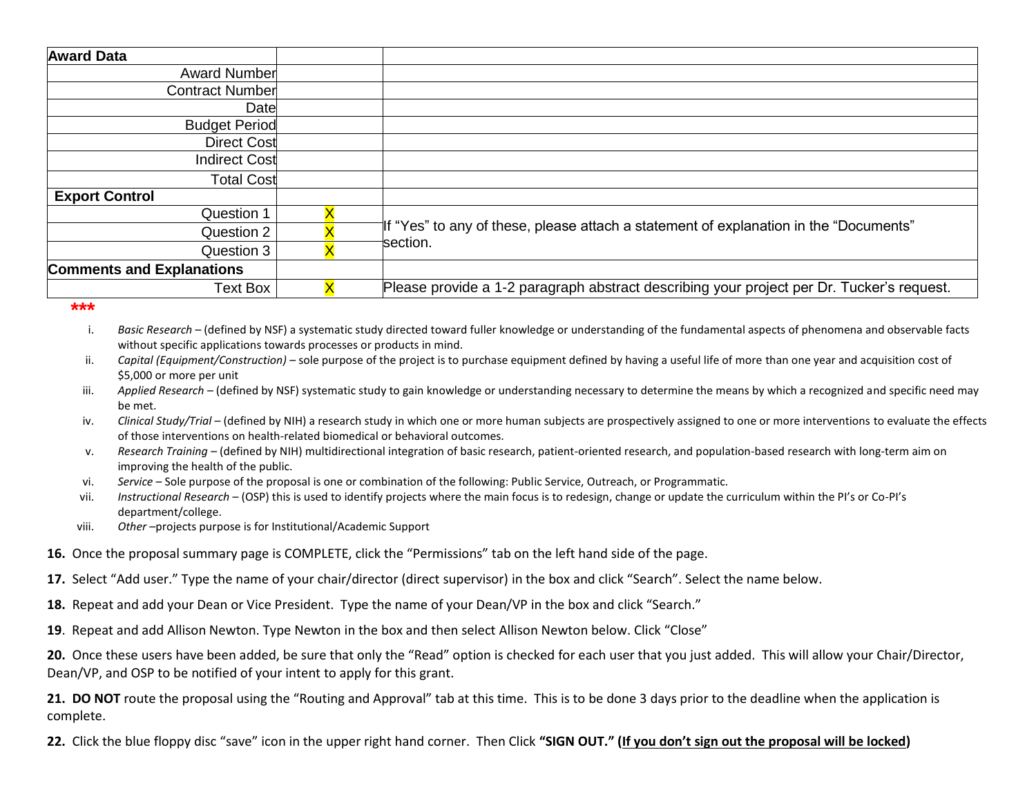| Award Data | | |
|---|---|---|
| Award Number | | |
| Contract Number | | |
| Date | | |
| Budget Period | | |
| Direct Cost | | |
| Indirect Cost | | |
| Total Cost | | |
| **Export Control** | | |
| Question 1 | X | If "Yes" to any of these, please attach a statement of explanation in the "Documents" section. |
| Question 2 | X | |
| Question 3 | X | |
| **Comments and Explanations** | | |
| Text Box | X | Please provide a 1-2 paragraph abstract describing your project per Dr. Tucker's request. |

***

i. *Basic Research* – (defined by NSF) a systematic study directed toward fuller knowledge or understanding of the fundamental aspects of phenomena and observable facts without specific applications towards processes or products in mind.

ii. *Capital (Equipment/Construction)* – sole purpose of the project is to purchase equipment defined by having a useful life of more than one year and acquisition cost of $5,000 or more per unit

iii. *Applied Research* – (defined by NSF) systematic study to gain knowledge or understanding necessary to determine the means by which a recognized and specific need may be met.

iv. *Clinical Study/Trial* – (defined by NIH) a research study in which one or more human subjects are prospectively assigned to one or more interventions to evaluate the effects of those interventions on health-related biomedical or behavioral outcomes.

v. *Research Training* – (defined by NIH) multidirectional integration of basic research, patient-oriented research, and population-based research with long-term aim on improving the health of the public.

vi. *Service* – Sole purpose of the proposal is one or combination of the following: Public Service, Outreach, or Programmatic.

vii. *Instructional Research* – (OSP) this is used to identify projects where the main focus is to redesign, change or update the curriculum within the PI's or Co-PI's department/college.

viii. *Other* –projects purpose is for Institutional/Academic Support

**16.** Once the proposal summary page is COMPLETE, click the "Permissions" tab on the left hand side of the page.

**17.** Select "Add user." Type the name of your chair/director (direct supervisor) in the box and click "Search". Select the name below.

**18.** Repeat and add your Dean or Vice President. Type the name of your Dean/VP in the box and click "Search."

**19**. Repeat and add Allison Newton. Type Newton in the box and then select Allison Newton below. Click "Close"

**20.** Once these users have been added, be sure that only the "Read" option is checked for each user that you just added. This will allow your Chair/Director, Dean/VP, and OSP to be notified of your intent to apply for this grant.

**21. DO NOT** route the proposal using the "Routing and Approval" tab at this time. This is to be done 3 days prior to the deadline when the application is complete.

**22.** Click the blue floppy disc "save" icon in the upper right hand corner. Then Click **"SIGN OUT." (<u>If you don't sign out the proposal will be locked</u>)**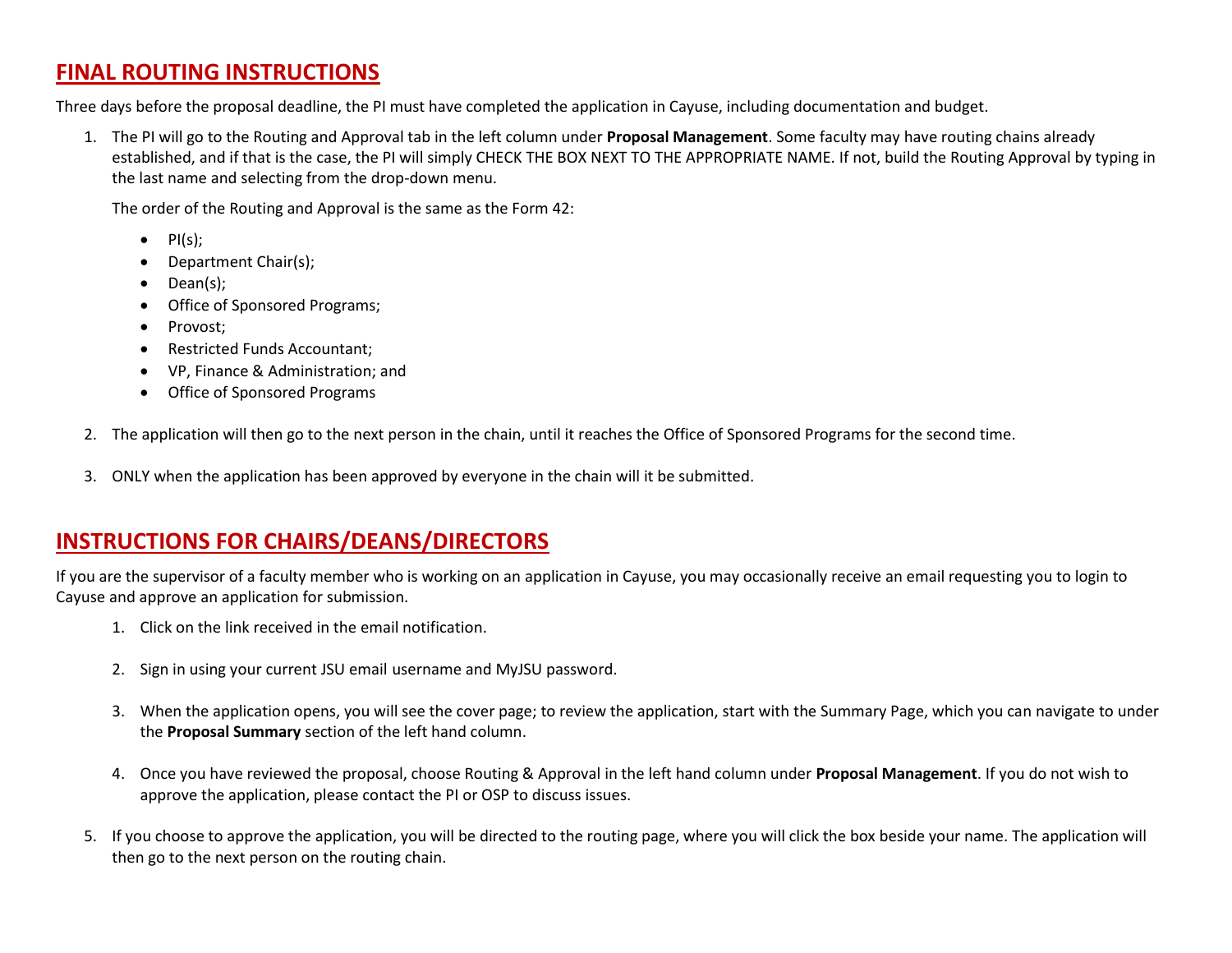## FINAL ROUTING INSTRUCTIONS

Three days before the proposal deadline, the PI must have completed the application in Cayuse, including documentation and budget.

1. The PI will go to the Routing and Approval tab in the left column under **Proposal Management**. Some faculty may have routing chains already established, and if that is the case, the PI will simply CHECK THE BOX NEXT TO THE APPROPRIATE NAME. If not, build the Routing Approval by typing in the last name and selecting from the drop-down menu.

   The order of the Routing and Approval is the same as the Form 42:

   - PI(s);
   - Department Chair(s);
   - Dean(s);
   - Office of Sponsored Programs;
   - Provost;
   - Restricted Funds Accountant;
   - VP, Finance & Administration; and
   - Office of Sponsored Programs

2. The application will then go to the next person in the chain, until it reaches the Office of Sponsored Programs for the second time.

3. ONLY when the application has been approved by everyone in the chain will it be submitted.

## INSTRUCTIONS FOR CHAIRS/DEANS/DIRECTORS

If you are the supervisor of a faculty member who is working on an application in Cayuse, you may occasionally receive an email requesting you to login to Cayuse and approve an application for submission.

1. Click on the link received in the email notification.

2. Sign in using your current JSU email username and MyJSU password.

3. When the application opens, you will see the cover page; to review the application, start with the Summary Page, which you can navigate to under the **Proposal Summary** section of the left hand column.

4. Once you have reviewed the proposal, choose Routing & Approval in the left hand column under **Proposal Management**. If you do not wish to approve the application, please contact the PI or OSP to discuss issues.

5. If you choose to approve the application, you will be directed to the routing page, where you will click the box beside your name. The application will then go to the next person on the routing chain.